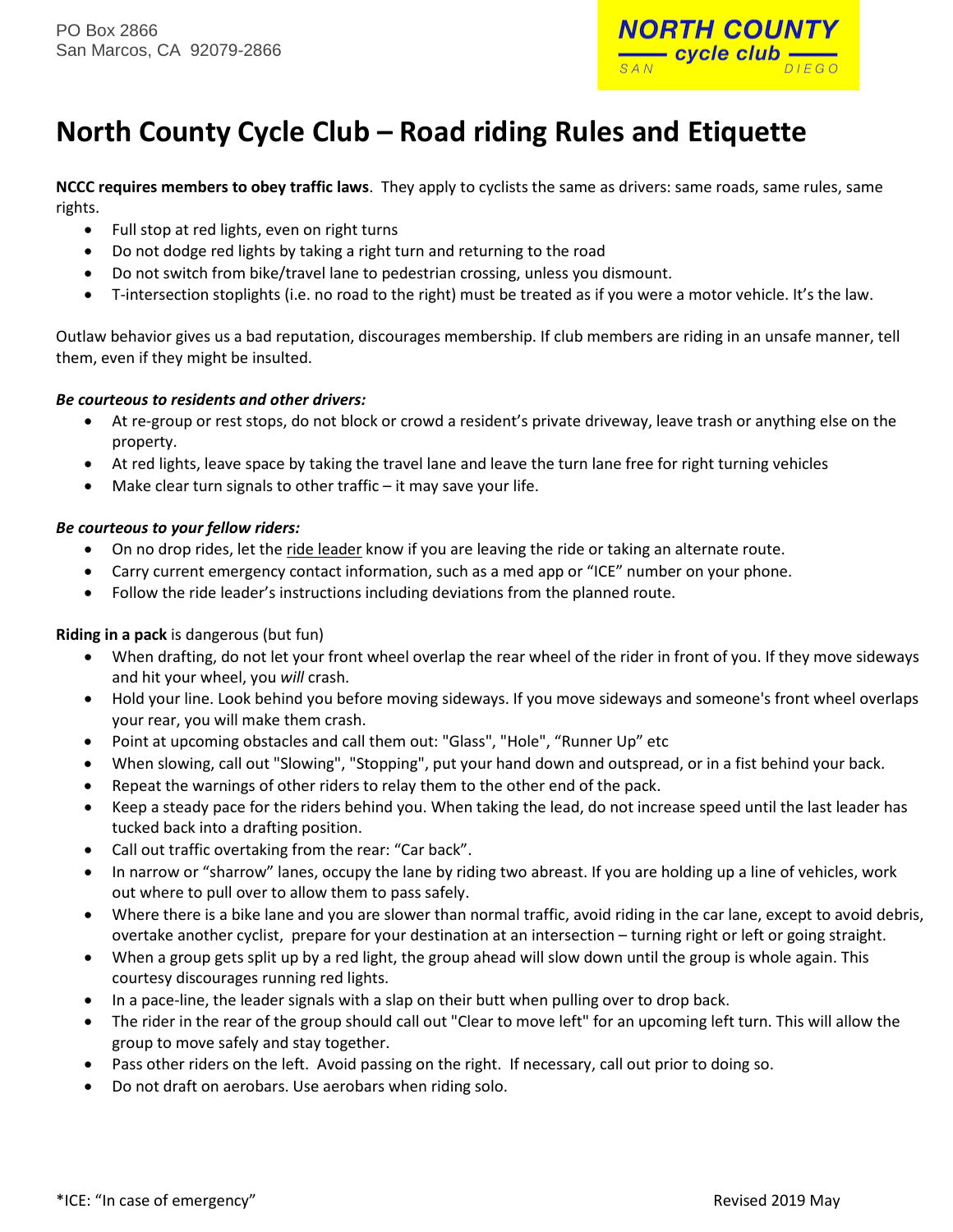PO Box 2866
San Marcos, CA 92079-2866

NORTH COUNTY cycle club SAN DIEGO

# North County Cycle Club – Road riding Rules and Etiquette

**NCCC requires members to obey traffic laws**. They apply to cyclists the same as drivers: same roads, same rules, same rights.

- Full stop at red lights, even on right turns
- Do not dodge red lights by taking a right turn and returning to the road
- Do not switch from bike/travel lane to pedestrian crossing, unless you dismount.
- T-intersection stoplights (i.e. no road to the right) must be treated as if you were a motor vehicle. It's the law.

Outlaw behavior gives us a bad reputation, discourages membership. If club members are riding in an unsafe manner, tell them, even if they might be insulted.

***Be courteous to residents and other drivers:***

- At re-group or rest stops, do not block or crowd a resident's private driveway, leave trash or anything else on the property.
- At red lights, leave space by taking the travel lane and leave the turn lane free for right turning vehicles
- Make clear turn signals to other traffic – it may save your life.

***Be courteous to your fellow riders:***

- On no drop rides, let the ride leader know if you are leaving the ride or taking an alternate route.
- Carry current emergency contact information, such as a med app or "ICE" number on your phone.
- Follow the ride leader's instructions including deviations from the planned route.

**Riding in a pack** is dangerous (but fun)

- When drafting, do not let your front wheel overlap the rear wheel of the rider in front of you. If they move sideways and hit your wheel, you *will* crash.
- Hold your line. Look behind you before moving sideways. If you move sideways and someone's front wheel overlaps your rear, you will make them crash.
- Point at upcoming obstacles and call them out: "Glass", "Hole", "Runner Up" etc
- When slowing, call out "Slowing", "Stopping", put your hand down and outspread, or in a fist behind your back.
- Repeat the warnings of other riders to relay them to the other end of the pack.
- Keep a steady pace for the riders behind you. When taking the lead, do not increase speed until the last leader has tucked back into a drafting position.
- Call out traffic overtaking from the rear: "Car back".
- In narrow or "sharrow" lanes, occupy the lane by riding two abreast. If you are holding up a line of vehicles, work out where to pull over to allow them to pass safely.
- Where there is a bike lane and you are slower than normal traffic, avoid riding in the car lane, except to avoid debris, overtake another cyclist, prepare for your destination at an intersection – turning right or left or going straight.
- When a group gets split up by a red light, the group ahead will slow down until the group is whole again. This courtesy discourages running red lights.
- In a pace-line, the leader signals with a slap on their butt when pulling over to drop back.
- The rider in the rear of the group should call out "Clear to move left" for an upcoming left turn. This will allow the group to move safely and stay together.
- Pass other riders on the left. Avoid passing on the right. If necessary, call out prior to doing so.
- Do not draft on aerobars. Use aerobars when riding solo.

*ICE: "In case of emergency"

Revised 2019 May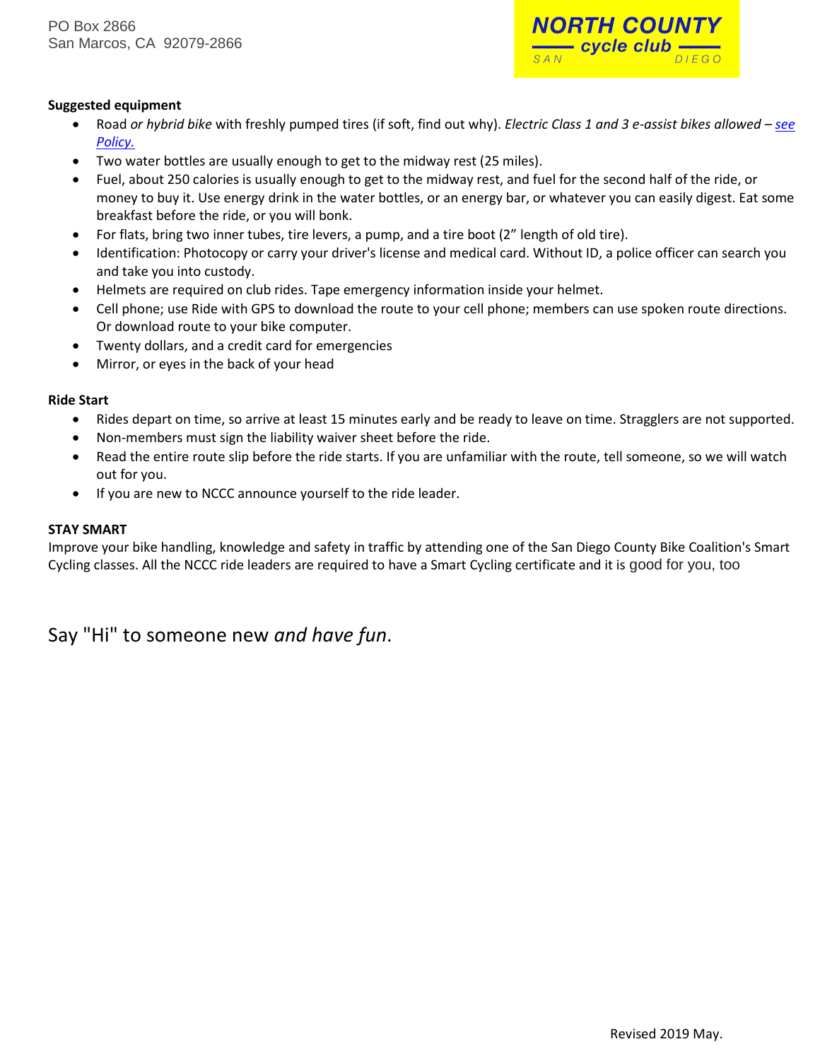PO Box 2866
San Marcos, CA  92079-2866

NORTH COUNTY cycle club SAN DIEGO

**Suggested equipment**

- Road *or hybrid bike* with freshly pumped tires (if soft, find out why). *Electric Class 1 and 3 e-assist bikes allowed – see Policy.*
- Two water bottles are usually enough to get to the midway rest (25 miles).
- Fuel, about 250 calories is usually enough to get to the midway rest, and fuel for the second half of the ride, or money to buy it. Use energy drink in the water bottles, or an energy bar, or whatever you can easily digest. Eat some breakfast before the ride, or you will bonk.
- For flats, bring two inner tubes, tire levers, a pump, and a tire boot (2" length of old tire).
- Identification: Photocopy or carry your driver's license and medical card. Without ID, a police officer can search you and take you into custody.
- Helmets are required on club rides. Tape emergency information inside your helmet.
- Cell phone; use Ride with GPS to download the route to your cell phone; members can use spoken route directions. Or download route to your bike computer.
- Twenty dollars, and a credit card for emergencies
- Mirror, or eyes in the back of your head

**Ride Start**

- Rides depart on time, so arrive at least 15 minutes early and be ready to leave on time. Stragglers are not supported.
- Non-members must sign the liability waiver sheet before the ride.
- Read the entire route slip before the ride starts. If you are unfamiliar with the route, tell someone, so we will watch out for you.
- If you are new to NCCC announce yourself to the ride leader.

**STAY SMART**

Improve your bike handling, knowledge and safety in traffic by attending one of the San Diego County Bike Coalition's Smart Cycling classes. All the NCCC ride leaders are required to have a Smart Cycling certificate and it is good for you, too

Say "Hi" to someone new *and have fun*.

Revised 2019 May.